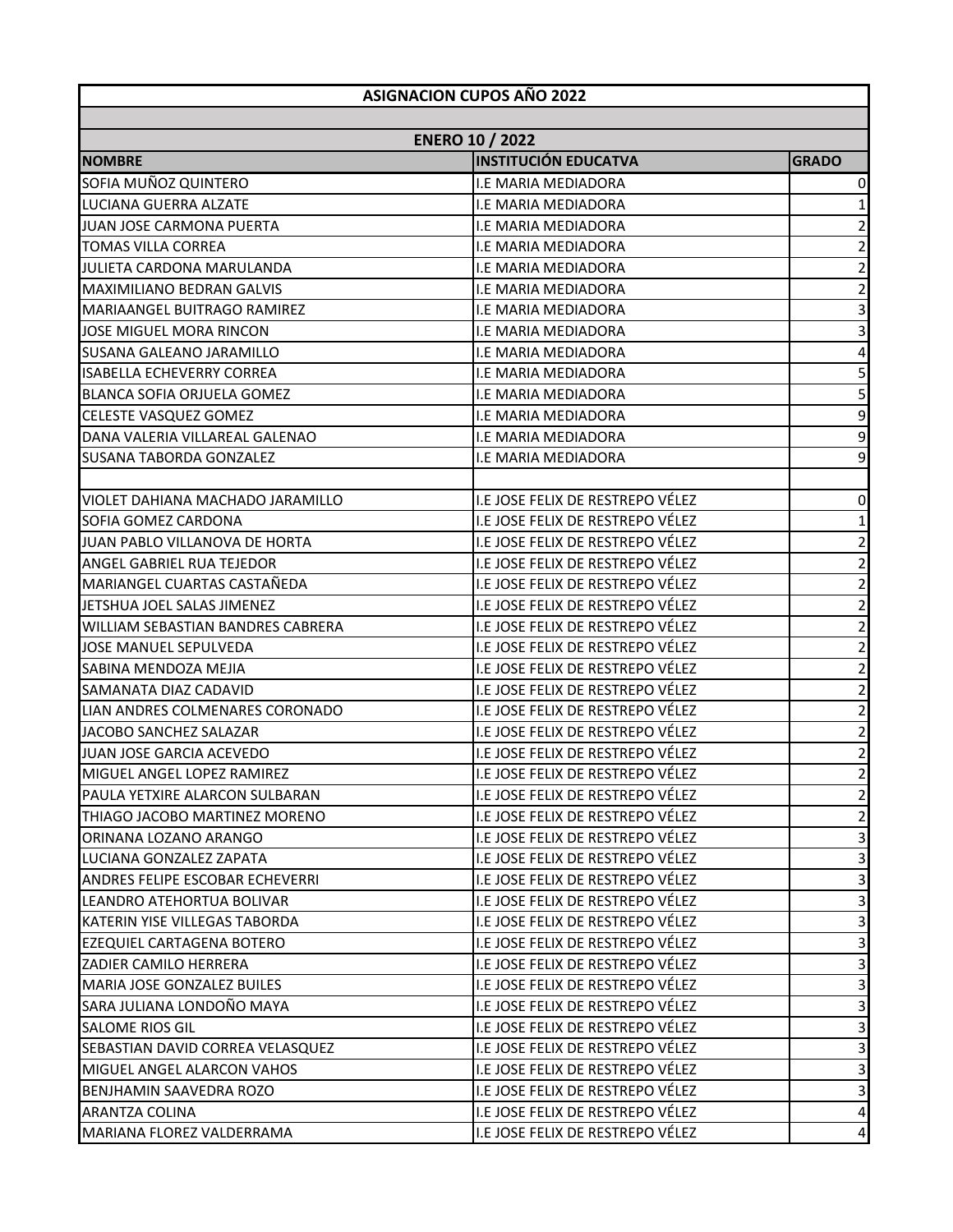| ASIGNACION CUPOS AÑO 2022 | | |
|---|---|---|
| | | |
| ENERO 10 / 2022 | | |
| **NOMBRE** | **INSTITUCIÓN EDUCATVA** | **GRADO** |
| SOFIA MUÑOZ QUINTERO | I.E MARIA MEDIADORA | 0 |
| LUCIANA GUERRA ALZATE | I.E MARIA MEDIADORA | 1 |
| JUAN JOSE CARMONA PUERTA | I.E MARIA MEDIADORA | 2 |
| TOMAS VILLA CORREA | I.E MARIA MEDIADORA | 2 |
| JULIETA CARDONA MARULANDA | I.E MARIA MEDIADORA | 2 |
| MAXIMILIANO BEDRAN GALVIS | I.E MARIA MEDIADORA | 2 |
| MARIAANGEL BUITRAGO RAMIREZ | I.E MARIA MEDIADORA | 3 |
| JOSE MIGUEL MORA RINCON | I.E MARIA MEDIADORA | 3 |
| SUSANA GALEANO JARAMILLO | I.E MARIA MEDIADORA | 4 |
| ISABELLA ECHEVERRY CORREA | I.E MARIA MEDIADORA | 5 |
| BLANCA SOFIA ORJUELA GOMEZ | I.E MARIA MEDIADORA | 5 |
| CELESTE VASQUEZ GOMEZ | I.E MARIA MEDIADORA | 9 |
| DANA VALERIA VILLAREAL GALENAO | I.E MARIA MEDIADORA | 9 |
| SUSANA TABORDA GONZALEZ | I.E MARIA MEDIADORA | 9 |
| | | |
| VIOLET DAHIANA MACHADO JARAMILLO | I.E JOSE FELIX DE RESTREPO VÉLEZ | 0 |
| SOFIA GOMEZ CARDONA | I.E JOSE FELIX DE RESTREPO VÉLEZ | 1 |
| JUAN PABLO VILLANOVA DE HORTA | I.E JOSE FELIX DE RESTREPO VÉLEZ | 2 |
| ANGEL GABRIEL RUA TEJEDOR | I.E JOSE FELIX DE RESTREPO VÉLEZ | 2 |
| MARIANGEL CUARTAS CASTAÑEDA | I.E JOSE FELIX DE RESTREPO VÉLEZ | 2 |
| JETSHUA JOEL SALAS JIMENEZ | I.E JOSE FELIX DE RESTREPO VÉLEZ | 2 |
| WILLIAM SEBASTIAN BANDRES CABRERA | I.E JOSE FELIX DE RESTREPO VÉLEZ | 2 |
| JOSE MANUEL SEPULVEDA | I.E JOSE FELIX DE RESTREPO VÉLEZ | 2 |
| SABINA MENDOZA MEJIA | I.E JOSE FELIX DE RESTREPO VÉLEZ | 2 |
| SAMANATA DIAZ CADAVID | I.E JOSE FELIX DE RESTREPO VÉLEZ | 2 |
| LIAN ANDRES COLMENARES CORONADO | I.E JOSE FELIX DE RESTREPO VÉLEZ | 2 |
| JACOBO SANCHEZ SALAZAR | I.E JOSE FELIX DE RESTREPO VÉLEZ | 2 |
| JUAN JOSE GARCIA ACEVEDO | I.E JOSE FELIX DE RESTREPO VÉLEZ | 2 |
| MIGUEL ANGEL LOPEZ RAMIREZ | I.E JOSE FELIX DE RESTREPO VÉLEZ | 2 |
| PAULA YETXIRE ALARCON SULBARAN | I.E JOSE FELIX DE RESTREPO VÉLEZ | 2 |
| THIAGO JACOBO MARTINEZ MORENO | I.E JOSE FELIX DE RESTREPO VÉLEZ | 2 |
| ORINANA LOZANO ARANGO | I.E JOSE FELIX DE RESTREPO VÉLEZ | 3 |
| LUCIANA GONZALEZ ZAPATA | I.E JOSE FELIX DE RESTREPO VÉLEZ | 3 |
| ANDRES FELIPE ESCOBAR ECHEVERRI | I.E JOSE FELIX DE RESTREPO VÉLEZ | 3 |
| LEANDRO ATEHORTUA BOLIVAR | I.E JOSE FELIX DE RESTREPO VÉLEZ | 3 |
| KATERIN YISE VILLEGAS TABORDA | I.E JOSE FELIX DE RESTREPO VÉLEZ | 3 |
| EZEQUIEL CARTAGENA BOTERO | I.E JOSE FELIX DE RESTREPO VÉLEZ | 3 |
| ZADIER CAMILO HERRERA | I.E JOSE FELIX DE RESTREPO VÉLEZ | 3 |
| MARIA JOSE GONZALEZ BUILES | I.E JOSE FELIX DE RESTREPO VÉLEZ | 3 |
| SARA JULIANA LONDOÑO MAYA | I.E JOSE FELIX DE RESTREPO VÉLEZ | 3 |
| SALOME RIOS GIL | I.E JOSE FELIX DE RESTREPO VÉLEZ | 3 |
| SEBASTIAN DAVID CORREA VELASQUEZ | I.E JOSE FELIX DE RESTREPO VÉLEZ | 3 |
| MIGUEL ANGEL ALARCON VAHOS | I.E JOSE FELIX DE RESTREPO VÉLEZ | 3 |
| BENJHAMIN SAAVEDRA ROZO | I.E JOSE FELIX DE RESTREPO VÉLEZ | 3 |
| ARANTZA COLINA | I.E JOSE FELIX DE RESTREPO VÉLEZ | 4 |
| MARIANA FLOREZ VALDERRAMA | I.E JOSE FELIX DE RESTREPO VÉLEZ | 4 |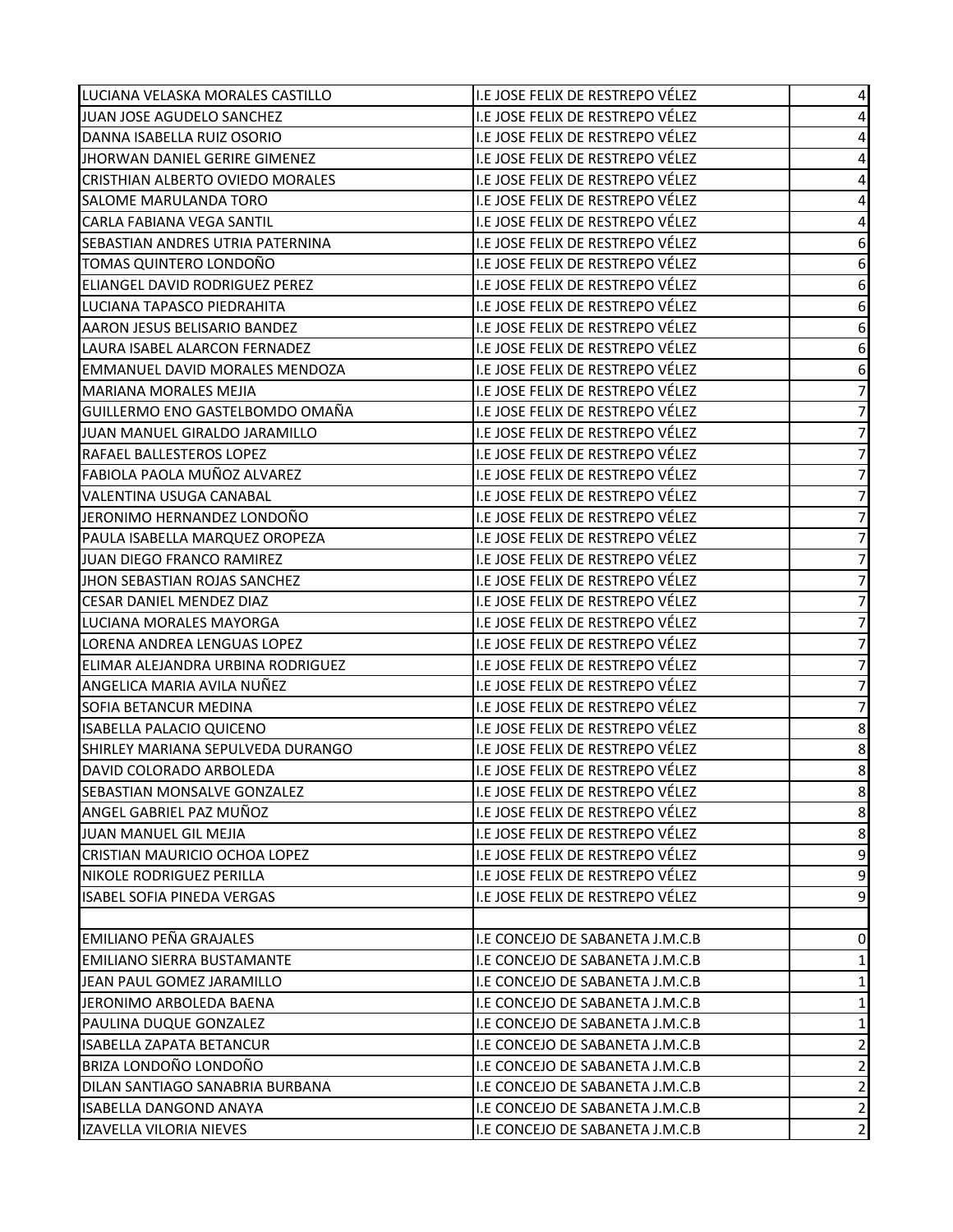| | | |
|---|---|---|
| LUCIANA VELASKA MORALES CASTILLO | I.E JOSE FELIX DE RESTREPO VÉLEZ | 4 |
| JUAN JOSE AGUDELO SANCHEZ | I.E JOSE FELIX DE RESTREPO VÉLEZ | 4 |
| DANNA ISABELLA RUIZ OSORIO | I.E JOSE FELIX DE RESTREPO VÉLEZ | 4 |
| JHORWAN DANIEL GERIRE GIMENEZ | I.E JOSE FELIX DE RESTREPO VÉLEZ | 4 |
| CRISTHIAN ALBERTO OVIEDO MORALES | I.E JOSE FELIX DE RESTREPO VÉLEZ | 4 |
| SALOME MARULANDA TORO | I.E JOSE FELIX DE RESTREPO VÉLEZ | 4 |
| CARLA FABIANA VEGA SANTIL | I.E JOSE FELIX DE RESTREPO VÉLEZ | 4 |
| SEBASTIAN ANDRES UTRIA PATERNINA | I.E JOSE FELIX DE RESTREPO VÉLEZ | 6 |
| TOMAS QUINTERO LONDOÑO | I.E JOSE FELIX DE RESTREPO VÉLEZ | 6 |
| ELIANGEL DAVID RODRIGUEZ PEREZ | I.E JOSE FELIX DE RESTREPO VÉLEZ | 6 |
| LUCIANA TAPASCO PIEDRAHITA | I.E JOSE FELIX DE RESTREPO VÉLEZ | 6 |
| AARON JESUS BELISARIO BANDEZ | I.E JOSE FELIX DE RESTREPO VÉLEZ | 6 |
| LAURA ISABEL ALARCON FERNADEZ | I.E JOSE FELIX DE RESTREPO VÉLEZ | 6 |
| EMMANUEL DAVID MORALES MENDOZA | I.E JOSE FELIX DE RESTREPO VÉLEZ | 6 |
| MARIANA MORALES MEJIA | I.E JOSE FELIX DE RESTREPO VÉLEZ | 7 |
| GUILLERMO ENO GASTELBOMDO OMAÑA | I.E JOSE FELIX DE RESTREPO VÉLEZ | 7 |
| JUAN MANUEL GIRALDO JARAMILLO | I.E JOSE FELIX DE RESTREPO VÉLEZ | 7 |
| RAFAEL BALLESTEROS LOPEZ | I.E JOSE FELIX DE RESTREPO VÉLEZ | 7 |
| FABIOLA PAOLA MUÑOZ ALVAREZ | I.E JOSE FELIX DE RESTREPO VÉLEZ | 7 |
| VALENTINA USUGA CANABAL | I.E JOSE FELIX DE RESTREPO VÉLEZ | 7 |
| JERONIMO HERNANDEZ LONDOÑO | I.E JOSE FELIX DE RESTREPO VÉLEZ | 7 |
| PAULA ISABELLA MARQUEZ OROPEZA | I.E JOSE FELIX DE RESTREPO VÉLEZ | 7 |
| JUAN DIEGO FRANCO RAMIREZ | I.E JOSE FELIX DE RESTREPO VÉLEZ | 7 |
| JHON SEBASTIAN ROJAS SANCHEZ | I.E JOSE FELIX DE RESTREPO VÉLEZ | 7 |
| CESAR DANIEL MENDEZ DIAZ | I.E JOSE FELIX DE RESTREPO VÉLEZ | 7 |
| LUCIANA MORALES MAYORGA | I.E JOSE FELIX DE RESTREPO VÉLEZ | 7 |
| LORENA ANDREA LENGUAS LOPEZ | I.E JOSE FELIX DE RESTREPO VÉLEZ | 7 |
| ELIMAR ALEJANDRA URBINA RODRIGUEZ | I.E JOSE FELIX DE RESTREPO VÉLEZ | 7 |
| ANGELICA MARIA AVILA NUÑEZ | I.E JOSE FELIX DE RESTREPO VÉLEZ | 7 |
| SOFIA BETANCUR MEDINA | I.E JOSE FELIX DE RESTREPO VÉLEZ | 7 |
| ISABELLA PALACIO QUICENO | I.E JOSE FELIX DE RESTREPO VÉLEZ | 8 |
| SHIRLEY MARIANA SEPULVEDA DURANGO | I.E JOSE FELIX DE RESTREPO VÉLEZ | 8 |
| DAVID COLORADO ARBOLEDA | I.E JOSE FELIX DE RESTREPO VÉLEZ | 8 |
| SEBASTIAN MONSALVE GONZALEZ | I.E JOSE FELIX DE RESTREPO VÉLEZ | 8 |
| ANGEL GABRIEL PAZ MUÑOZ | I.E JOSE FELIX DE RESTREPO VÉLEZ | 8 |
| JUAN MANUEL GIL MEJIA | I.E JOSE FELIX DE RESTREPO VÉLEZ | 8 |
| CRISTIAN MAURICIO OCHOA LOPEZ | I.E JOSE FELIX DE RESTREPO VÉLEZ | 9 |
| NIKOLE RODRIGUEZ PERILLA | I.E JOSE FELIX DE RESTREPO VÉLEZ | 9 |
| ISABEL SOFIA PINEDA VERGAS | I.E JOSE FELIX DE RESTREPO VÉLEZ | 9 |
| | | |
| EMILIANO PEÑA GRAJALES | I.E CONCEJO DE SABANETA J.M.C.B | 0 |
| EMILIANO SIERRA BUSTAMANTE | I.E CONCEJO DE SABANETA J.M.C.B | 1 |
| JEAN PAUL GOMEZ JARAMILLO | I.E CONCEJO DE SABANETA J.M.C.B | 1 |
| JERONIMO ARBOLEDA BAENA | I.E CONCEJO DE SABANETA J.M.C.B | 1 |
| PAULINA DUQUE GONZALEZ | I.E CONCEJO DE SABANETA J.M.C.B | 1 |
| ISABELLA ZAPATA BETANCUR | I.E CONCEJO DE SABANETA J.M.C.B | 2 |
| BRIZA LONDOÑO LONDOÑO | I.E CONCEJO DE SABANETA J.M.C.B | 2 |
| DILAN SANTIAGO SANABRIA BURBANA | I.E CONCEJO DE SABANETA J.M.C.B | 2 |
| ISABELLA DANGOND ANAYA | I.E CONCEJO DE SABANETA J.M.C.B | 2 |
| IZAVELLA VILORIA NIEVES | I.E CONCEJO DE SABANETA J.M.C.B | 2 |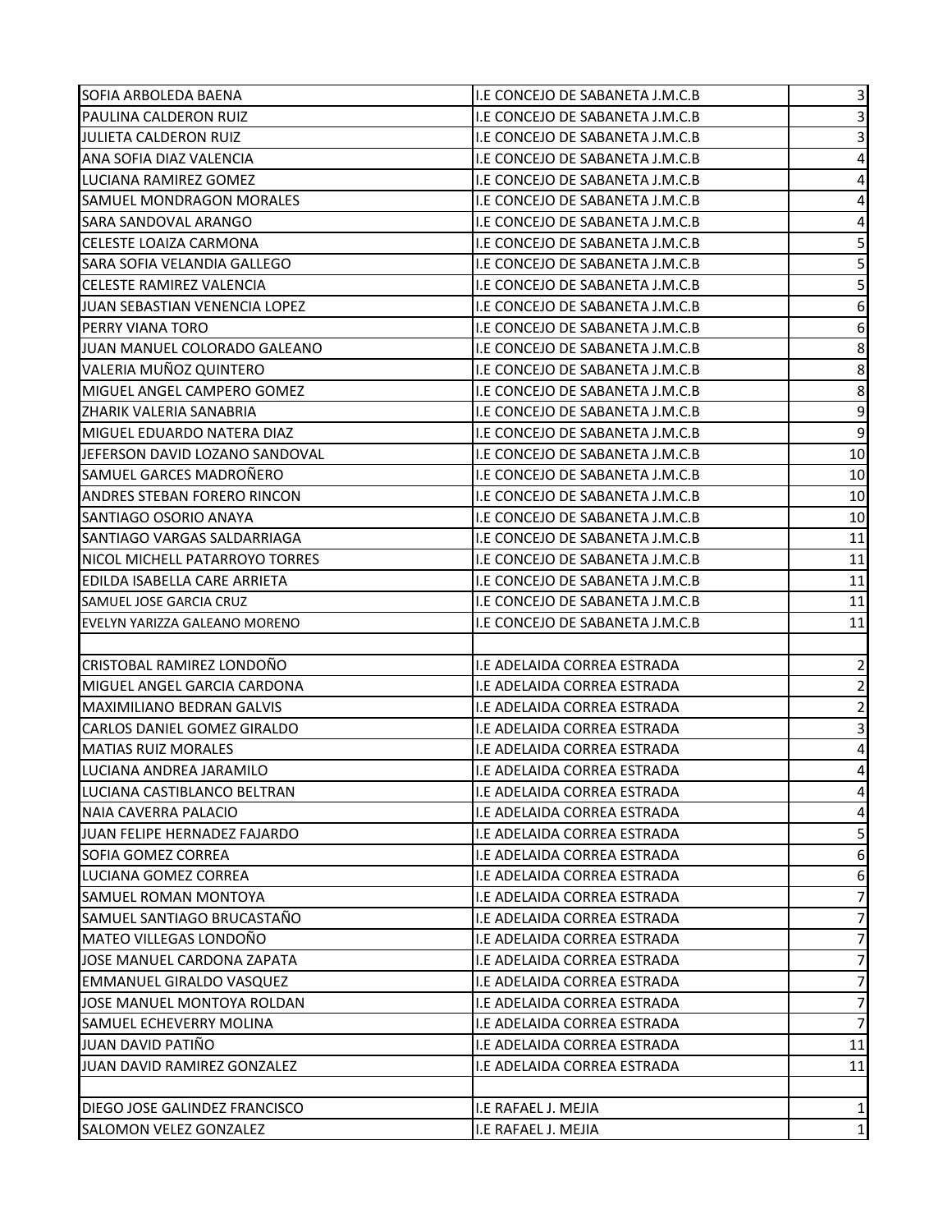| | | |
|---|---|---|
| SOFIA ARBOLEDA BAENA | I.E CONCEJO DE SABANETA J.M.C.B | 3 |
| PAULINA CALDERON RUIZ | I.E CONCEJO DE SABANETA J.M.C.B | 3 |
| JULIETA CALDERON RUIZ | I.E CONCEJO DE SABANETA J.M.C.B | 3 |
| ANA SOFIA DIAZ VALENCIA | I.E CONCEJO DE SABANETA J.M.C.B | 4 |
| LUCIANA RAMIREZ GOMEZ | I.E CONCEJO DE SABANETA J.M.C.B | 4 |
| SAMUEL MONDRAGON MORALES | I.E CONCEJO DE SABANETA J.M.C.B | 4 |
| SARA SANDOVAL ARANGO | I.E CONCEJO DE SABANETA J.M.C.B | 4 |
| CELESTE LOAIZA CARMONA | I.E CONCEJO DE SABANETA J.M.C.B | 5 |
| SARA SOFIA VELANDIA GALLEGO | I.E CONCEJO DE SABANETA J.M.C.B | 5 |
| CELESTE RAMIREZ VALENCIA | I.E CONCEJO DE SABANETA J.M.C.B | 5 |
| JUAN SEBASTIAN VENENCIA LOPEZ | I.E CONCEJO DE SABANETA J.M.C.B | 6 |
| PERRY VIANA TORO | I.E CONCEJO DE SABANETA J.M.C.B | 6 |
| JUAN MANUEL COLORADO GALEANO | I.E CONCEJO DE SABANETA J.M.C.B | 8 |
| VALERIA MUÑOZ QUINTERO | I.E CONCEJO DE SABANETA J.M.C.B | 8 |
| MIGUEL ANGEL CAMPERO GOMEZ | I.E CONCEJO DE SABANETA J.M.C.B | 8 |
| ZHARIK VALERIA SANABRIA | I.E CONCEJO DE SABANETA J.M.C.B | 9 |
| MIGUEL EDUARDO NATERA DIAZ | I.E CONCEJO DE SABANETA J.M.C.B | 9 |
| JEFERSON DAVID LOZANO SANDOVAL | I.E CONCEJO DE SABANETA J.M.C.B | 10 |
| SAMUEL GARCES MADROÑERO | I.E CONCEJO DE SABANETA J.M.C.B | 10 |
| ANDRES STEBAN FORERO RINCON | I.E CONCEJO DE SABANETA J.M.C.B | 10 |
| SANTIAGO OSORIO ANAYA | I.E CONCEJO DE SABANETA J.M.C.B | 10 |
| SANTIAGO VARGAS SALDARRIAGA | I.E CONCEJO DE SABANETA J.M.C.B | 11 |
| NICOL MICHELL PATARROYO TORRES | I.E CONCEJO DE SABANETA J.M.C.B | 11 |
| EDILDA ISABELLA CARE ARRIETA | I.E CONCEJO DE SABANETA J.M.C.B | 11 |
| SAMUEL JOSE GARCIA CRUZ | I.E CONCEJO DE SABANETA J.M.C.B | 11 |
| EVELYN YARIZZA GALEANO MORENO | I.E CONCEJO DE SABANETA J.M.C.B | 11 |
| | | |
| CRISTOBAL RAMIREZ LONDOÑO | I.E ADELAIDA CORREA ESTRADA | 2 |
| MIGUEL ANGEL GARCIA CARDONA | I.E ADELAIDA CORREA ESTRADA | 2 |
| MAXIMILIANO BEDRAN GALVIS | I.E ADELAIDA CORREA ESTRADA | 2 |
| CARLOS DANIEL GOMEZ GIRALDO | I.E ADELAIDA CORREA ESTRADA | 3 |
| MATIAS RUIZ MORALES | I.E ADELAIDA CORREA ESTRADA | 4 |
| LUCIANA ANDREA JARAMILO | I.E ADELAIDA CORREA ESTRADA | 4 |
| LUCIANA CASTIBLANCO BELTRAN | I.E ADELAIDA CORREA ESTRADA | 4 |
| NAIA CAVERRA PALACIO | I.E ADELAIDA CORREA ESTRADA | 4 |
| JUAN FELIPE HERNADEZ FAJARDO | I.E ADELAIDA CORREA ESTRADA | 5 |
| SOFIA GOMEZ CORREA | I.E ADELAIDA CORREA ESTRADA | 6 |
| LUCIANA GOMEZ CORREA | I.E ADELAIDA CORREA ESTRADA | 6 |
| SAMUEL ROMAN MONTOYA | I.E ADELAIDA CORREA ESTRADA | 7 |
| SAMUEL SANTIAGO BRUCASTAÑO | I.E ADELAIDA CORREA ESTRADA | 7 |
| MATEO VILLEGAS LONDOÑO | I.E ADELAIDA CORREA ESTRADA | 7 |
| JOSE MANUEL CARDONA ZAPATA | I.E ADELAIDA CORREA ESTRADA | 7 |
| EMMANUEL GIRALDO VASQUEZ | I.E ADELAIDA CORREA ESTRADA | 7 |
| JOSE MANUEL MONTOYA ROLDAN | I.E ADELAIDA CORREA ESTRADA | 7 |
| SAMUEL ECHEVERRY MOLINA | I.E ADELAIDA CORREA ESTRADA | 7 |
| JUAN DAVID PATIÑO | I.E ADELAIDA CORREA ESTRADA | 11 |
| JUAN DAVID RAMIREZ GONZALEZ | I.E ADELAIDA CORREA ESTRADA | 11 |
| | | |
| DIEGO JOSE GALINDEZ FRANCISCO | I.E RAFAEL J. MEJIA | 1 |
| SALOMON VELEZ GONZALEZ | I.E RAFAEL J. MEJIA | 1 |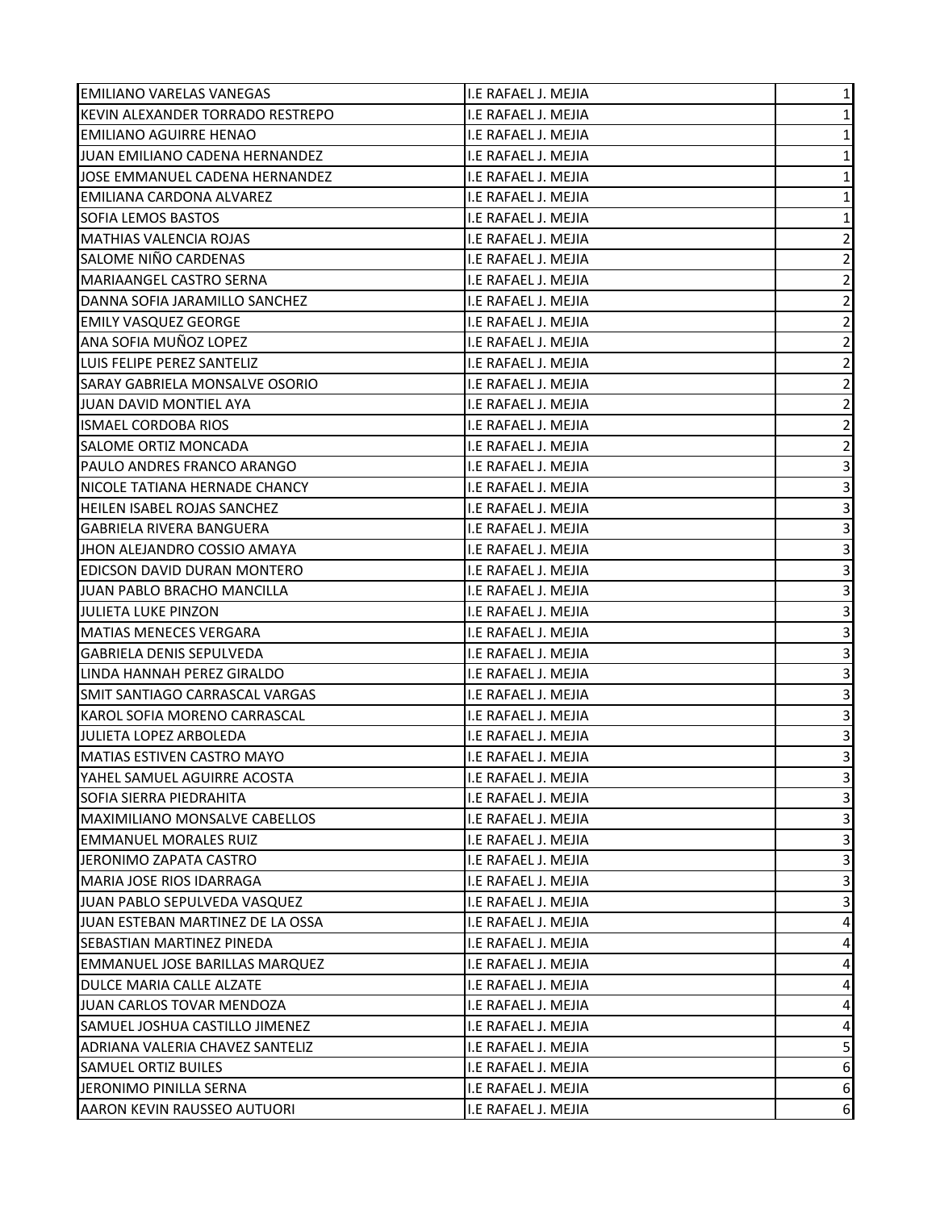| | | |
|---|---|---|
| EMILIANO VARELAS VANEGAS | I.E RAFAEL J. MEJIA | 1 |
| KEVIN ALEXANDER TORRADO RESTREPO | I.E RAFAEL J. MEJIA | 1 |
| EMILIANO AGUIRRE HENAO | I.E RAFAEL J. MEJIA | 1 |
| JUAN EMILIANO CADENA HERNANDEZ | I.E RAFAEL J. MEJIA | 1 |
| JOSE EMMANUEL CADENA HERNANDEZ | I.E RAFAEL J. MEJIA | 1 |
| EMILIANA CARDONA ALVAREZ | I.E RAFAEL J. MEJIA | 1 |
| SOFIA LEMOS BASTOS | I.E RAFAEL J. MEJIA | 1 |
| MATHIAS VALENCIA ROJAS | I.E RAFAEL J. MEJIA | 2 |
| SALOME NIÑO CARDENAS | I.E RAFAEL J. MEJIA | 2 |
| MARIAANGEL CASTRO SERNA | I.E RAFAEL J. MEJIA | 2 |
| DANNA SOFIA JARAMILLO SANCHEZ | I.E RAFAEL J. MEJIA | 2 |
| EMILY VASQUEZ GEORGE | I.E RAFAEL J. MEJIA | 2 |
| ANA SOFIA MUÑOZ LOPEZ | I.E RAFAEL J. MEJIA | 2 |
| LUIS FELIPE PEREZ SANTELIZ | I.E RAFAEL J. MEJIA | 2 |
| SARAY GABRIELA MONSALVE OSORIO | I.E RAFAEL J. MEJIA | 2 |
| JUAN DAVID MONTIEL AYA | I.E RAFAEL J. MEJIA | 2 |
| ISMAEL CORDOBA RIOS | I.E RAFAEL J. MEJIA | 2 |
| SALOME ORTIZ MONCADA | I.E RAFAEL J. MEJIA | 2 |
| PAULO ANDRES FRANCO ARANGO | I.E RAFAEL J. MEJIA | 3 |
| NICOLE TATIANA HERNADE CHANCY | I.E RAFAEL J. MEJIA | 3 |
| HEILEN ISABEL ROJAS SANCHEZ | I.E RAFAEL J. MEJIA | 3 |
| GABRIELA RIVERA BANGUERA | I.E RAFAEL J. MEJIA | 3 |
| JHON ALEJANDRO COSSIO AMAYA | I.E RAFAEL J. MEJIA | 3 |
| EDICSON DAVID DURAN MONTERO | I.E RAFAEL J. MEJIA | 3 |
| JUAN PABLO BRACHO MANCILLA | I.E RAFAEL J. MEJIA | 3 |
| JULIETA LUKE PINZON | I.E RAFAEL J. MEJIA | 3 |
| MATIAS MENECES VERGARA | I.E RAFAEL J. MEJIA | 3 |
| GABRIELA DENIS SEPULVEDA | I.E RAFAEL J. MEJIA | 3 |
| LINDA HANNAH PEREZ GIRALDO | I.E RAFAEL J. MEJIA | 3 |
| SMIT SANTIAGO CARRASCAL VARGAS | I.E RAFAEL J. MEJIA | 3 |
| KAROL SOFIA MORENO CARRASCAL | I.E RAFAEL J. MEJIA | 3 |
| JULIETA LOPEZ ARBOLEDA | I.E RAFAEL J. MEJIA | 3 |
| MATIAS ESTIVEN CASTRO MAYO | I.E RAFAEL J. MEJIA | 3 |
| YAHEL SAMUEL AGUIRRE ACOSTA | I.E RAFAEL J. MEJIA | 3 |
| SOFIA SIERRA PIEDRAHITA | I.E RAFAEL J. MEJIA | 3 |
| MAXIMILIANO MONSALVE CABELLOS | I.E RAFAEL J. MEJIA | 3 |
| EMMANUEL MORALES RUIZ | I.E RAFAEL J. MEJIA | 3 |
| JERONIMO ZAPATA CASTRO | I.E RAFAEL J. MEJIA | 3 |
| MARIA JOSE RIOS IDARRAGA | I.E RAFAEL J. MEJIA | 3 |
| JUAN PABLO SEPULVEDA VASQUEZ | I.E RAFAEL J. MEJIA | 3 |
| JUAN ESTEBAN MARTINEZ DE LA OSSA | I.E RAFAEL J. MEJIA | 4 |
| SEBASTIAN MARTINEZ PINEDA | I.E RAFAEL J. MEJIA | 4 |
| EMMANUEL JOSE BARILLAS MARQUEZ | I.E RAFAEL J. MEJIA | 4 |
| DULCE MARIA CALLE ALZATE | I.E RAFAEL J. MEJIA | 4 |
| JUAN CARLOS TOVAR MENDOZA | I.E RAFAEL J. MEJIA | 4 |
| SAMUEL JOSHUA CASTILLO JIMENEZ | I.E RAFAEL J. MEJIA | 4 |
| ADRIANA VALERIA CHAVEZ SANTELIZ | I.E RAFAEL J. MEJIA | 5 |
| SAMUEL ORTIZ BUILES | I.E RAFAEL J. MEJIA | 6 |
| JERONIMO PINILLA SERNA | I.E RAFAEL J. MEJIA | 6 |
| AARON KEVIN RAUSSEO AUTUORI | I.E RAFAEL J. MEJIA | 6 |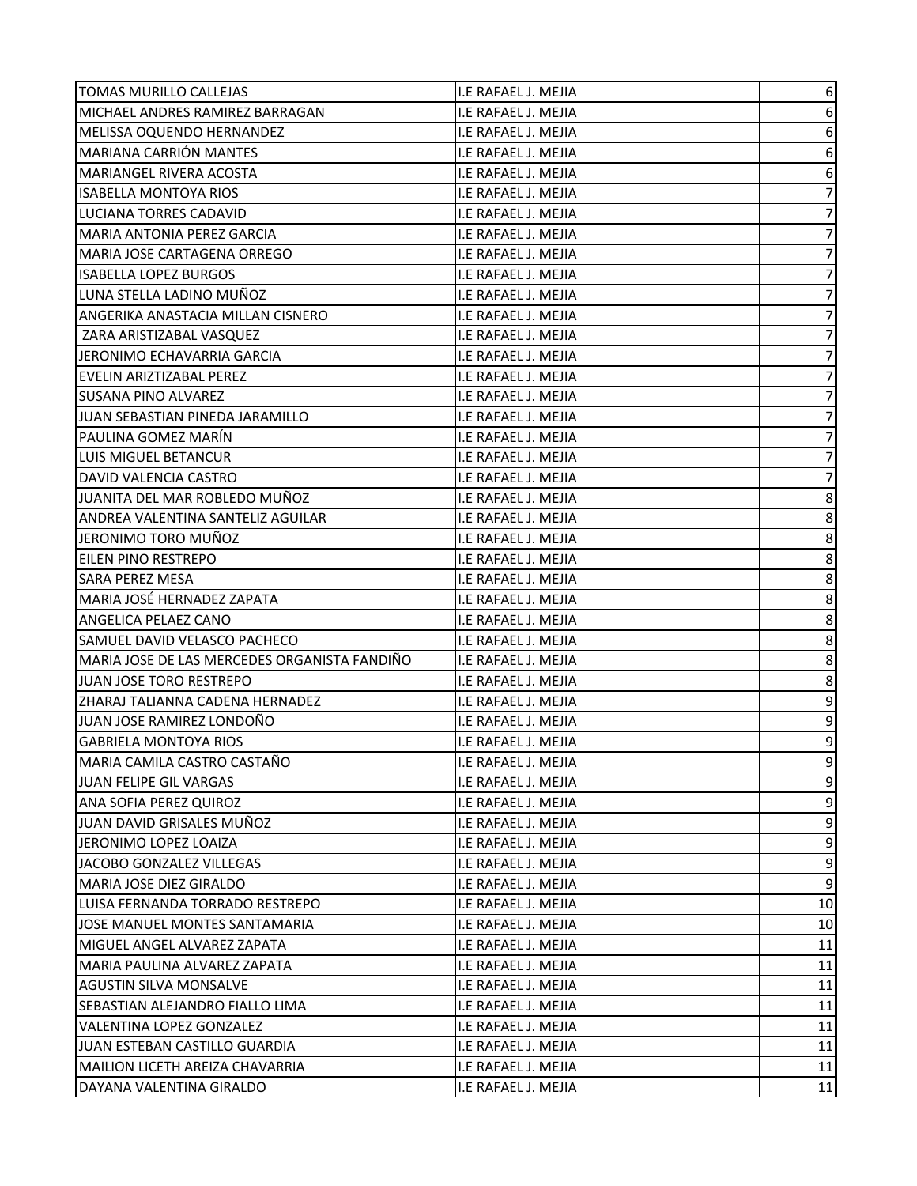| | | |
|---|---|---|
| TOMAS MURILLO CALLEJAS | I.E RAFAEL J. MEJIA | 6 |
| MICHAEL ANDRES RAMIREZ BARRAGAN | I.E RAFAEL J. MEJIA | 6 |
| MELISSA OQUENDO HERNANDEZ | I.E RAFAEL J. MEJIA | 6 |
| MARIANA CARRIÓN MANTES | I.E RAFAEL J. MEJIA | 6 |
| MARIANGEL RIVERA ACOSTA | I.E RAFAEL J. MEJIA | 6 |
| ISABELLA MONTOYA RIOS | I.E RAFAEL J. MEJIA | 7 |
| LUCIANA TORRES CADAVID | I.E RAFAEL J. MEJIA | 7 |
| MARIA ANTONIA PEREZ GARCIA | I.E RAFAEL J. MEJIA | 7 |
| MARIA JOSE CARTAGENA ORREGO | I.E RAFAEL J. MEJIA | 7 |
| ISABELLA LOPEZ BURGOS | I.E RAFAEL J. MEJIA | 7 |
| LUNA STELLA LADINO MUÑOZ | I.E RAFAEL J. MEJIA | 7 |
| ANGERIKA ANASTACIA MILLAN CISNERO | I.E RAFAEL J. MEJIA | 7 |
| ZARA ARISTIZABAL VASQUEZ | I.E RAFAEL J. MEJIA | 7 |
| JERONIMO ECHAVARRIA GARCIA | I.E RAFAEL J. MEJIA | 7 |
| EVELIN ARIZTIZABAL PEREZ | I.E RAFAEL J. MEJIA | 7 |
| SUSANA PINO ALVAREZ | I.E RAFAEL J. MEJIA | 7 |
| JUAN SEBASTIAN PINEDA JARAMILLO | I.E RAFAEL J. MEJIA | 7 |
| PAULINA GOMEZ MARÍN | I.E RAFAEL J. MEJIA | 7 |
| LUIS MIGUEL BETANCUR | I.E RAFAEL J. MEJIA | 7 |
| DAVID VALENCIA CASTRO | I.E RAFAEL J. MEJIA | 7 |
| JUANITA DEL MAR ROBLEDO MUÑOZ | I.E RAFAEL J. MEJIA | 8 |
| ANDREA VALENTINA SANTELIZ AGUILAR | I.E RAFAEL J. MEJIA | 8 |
| JERONIMO TORO MUÑOZ | I.E RAFAEL J. MEJIA | 8 |
| EILEN PINO RESTREPO | I.E RAFAEL J. MEJIA | 8 |
| SARA PEREZ MESA | I.E RAFAEL J. MEJIA | 8 |
| MARIA JOSÉ HERNADEZ ZAPATA | I.E RAFAEL J. MEJIA | 8 |
| ANGELICA PELAEZ CANO | I.E RAFAEL J. MEJIA | 8 |
| SAMUEL DAVID VELASCO PACHECO | I.E RAFAEL J. MEJIA | 8 |
| MARIA JOSE DE LAS MERCEDES ORGANISTA FANDIÑO | I.E RAFAEL J. MEJIA | 8 |
| JUAN JOSE TORO RESTREPO | I.E RAFAEL J. MEJIA | 8 |
| ZHARAJ TALIANNA CADENA HERNADEZ | I.E RAFAEL J. MEJIA | 9 |
| JUAN JOSE RAMIREZ LONDOÑO | I.E RAFAEL J. MEJIA | 9 |
| GABRIELA MONTOYA RIOS | I.E RAFAEL J. MEJIA | 9 |
| MARIA CAMILA CASTRO CASTAÑO | I.E RAFAEL J. MEJIA | 9 |
| JUAN FELIPE GIL VARGAS | I.E RAFAEL J. MEJIA | 9 |
| ANA SOFIA PEREZ QUIROZ | I.E RAFAEL J. MEJIA | 9 |
| JUAN DAVID GRISALES MUÑOZ | I.E RAFAEL J. MEJIA | 9 |
| JERONIMO LOPEZ LOAIZA | I.E RAFAEL J. MEJIA | 9 |
| JACOBO GONZALEZ VILLEGAS | I.E RAFAEL J. MEJIA | 9 |
| MARIA JOSE DIEZ GIRALDO | I.E RAFAEL J. MEJIA | 9 |
| LUISA FERNANDA TORRADO RESTREPO | I.E RAFAEL J. MEJIA | 10 |
| JOSE MANUEL MONTES SANTAMARIA | I.E RAFAEL J. MEJIA | 10 |
| MIGUEL ANGEL ALVAREZ ZAPATA | I.E RAFAEL J. MEJIA | 11 |
| MARIA PAULINA ALVAREZ ZAPATA | I.E RAFAEL J. MEJIA | 11 |
| AGUSTIN SILVA MONSALVE | I.E RAFAEL J. MEJIA | 11 |
| SEBASTIAN ALEJANDRO FIALLO LIMA | I.E RAFAEL J. MEJIA | 11 |
| VALENTINA LOPEZ GONZALEZ | I.E RAFAEL J. MEJIA | 11 |
| JUAN ESTEBAN CASTILLO GUARDIA | I.E RAFAEL J. MEJIA | 11 |
| MAILION LICETH AREIZA CHAVARRIA | I.E RAFAEL J. MEJIA | 11 |
| DAYANA VALENTINA GIRALDO | I.E RAFAEL J. MEJIA | 11 |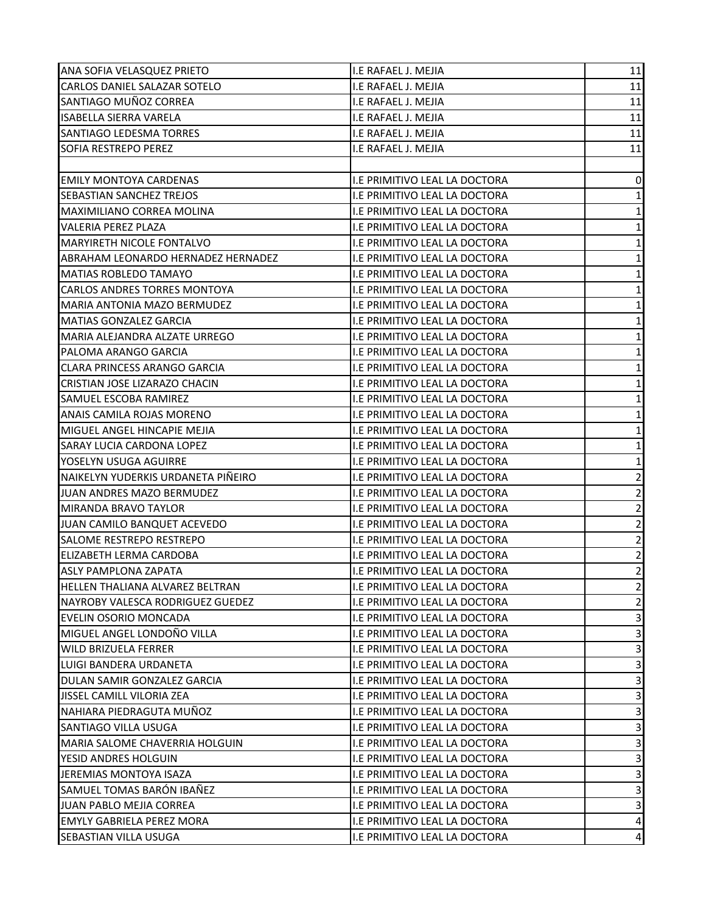| | | |
|---|---|---|
| ANA SOFIA VELASQUEZ PRIETO | I.E RAFAEL J. MEJIA | 11 |
| CARLOS DANIEL SALAZAR SOTELO | I.E RAFAEL J. MEJIA | 11 |
| SANTIAGO MUÑOZ CORREA | I.E RAFAEL J. MEJIA | 11 |
| ISABELLA SIERRA VARELA | I.E RAFAEL J. MEJIA | 11 |
| SANTIAGO LEDESMA TORRES | I.E RAFAEL J. MEJIA | 11 |
| SOFIA RESTREPO PEREZ | I.E RAFAEL J. MEJIA | 11 |
| | | |
| EMILY MONTOYA CARDENAS | I.E PRIMITIVO LEAL LA DOCTORA | 0 |
| SEBASTIAN SANCHEZ TREJOS | I.E PRIMITIVO LEAL LA DOCTORA | 1 |
| MAXIMILIANO CORREA MOLINA | I.E PRIMITIVO LEAL LA DOCTORA | 1 |
| VALERIA PEREZ PLAZA | I.E PRIMITIVO LEAL LA DOCTORA | 1 |
| MARYIRETH NICOLE FONTALVO | I.E PRIMITIVO LEAL LA DOCTORA | 1 |
| ABRAHAM LEONARDO HERNADEZ HERNADEZ | I.E PRIMITIVO LEAL LA DOCTORA | 1 |
| MATIAS ROBLEDO TAMAYO | I.E PRIMITIVO LEAL LA DOCTORA | 1 |
| CARLOS ANDRES TORRES MONTOYA | I.E PRIMITIVO LEAL LA DOCTORA | 1 |
| MARIA ANTONIA MAZO BERMUDEZ | I.E PRIMITIVO LEAL LA DOCTORA | 1 |
| MATIAS GONZALEZ GARCIA | I.E PRIMITIVO LEAL LA DOCTORA | 1 |
| MARIA ALEJANDRA ALZATE URREGO | I.E PRIMITIVO LEAL LA DOCTORA | 1 |
| PALOMA ARANGO GARCIA | I.E PRIMITIVO LEAL LA DOCTORA | 1 |
| CLARA PRINCESS ARANGO GARCIA | I.E PRIMITIVO LEAL LA DOCTORA | 1 |
| CRISTIAN JOSE LIZARAZO CHACIN | I.E PRIMITIVO LEAL LA DOCTORA | 1 |
| SAMUEL ESCOBA RAMIREZ | I.E PRIMITIVO LEAL LA DOCTORA | 1 |
| ANAIS CAMILA ROJAS MORENO | I.E PRIMITIVO LEAL LA DOCTORA | 1 |
| MIGUEL ANGEL HINCAPIE MEJIA | I.E PRIMITIVO LEAL LA DOCTORA | 1 |
| SARAY LUCIA CARDONA LOPEZ | I.E PRIMITIVO LEAL LA DOCTORA | 1 |
| YOSELYN USUGA AGUIRRE | I.E PRIMITIVO LEAL LA DOCTORA | 1 |
| NAIKELYN YUDERKIS URDANETA PIÑEIRO | I.E PRIMITIVO LEAL LA DOCTORA | 2 |
| JUAN ANDRES MAZO BERMUDEZ | I.E PRIMITIVO LEAL LA DOCTORA | 2 |
| MIRANDA BRAVO TAYLOR | I.E PRIMITIVO LEAL LA DOCTORA | 2 |
| JUAN CAMILO BANQUET ACEVEDO | I.E PRIMITIVO LEAL LA DOCTORA | 2 |
| SALOME RESTREPO RESTREPO | I.E PRIMITIVO LEAL LA DOCTORA | 2 |
| ELIZABETH LERMA CARDOBA | I.E PRIMITIVO LEAL LA DOCTORA | 2 |
| ASLY PAMPLONA ZAPATA | I.E PRIMITIVO LEAL LA DOCTORA | 2 |
| HELLEN THALIANA ALVAREZ BELTRAN | I.E PRIMITIVO LEAL LA DOCTORA | 2 |
| NAYROBY VALESCA RODRIGUEZ GUEDEZ | I.E PRIMITIVO LEAL LA DOCTORA | 2 |
| EVELIN OSORIO MONCADA | I.E PRIMITIVO LEAL LA DOCTORA | 3 |
| MIGUEL ANGEL LONDOÑO VILLA | I.E PRIMITIVO LEAL LA DOCTORA | 3 |
| WILD BRIZUELA FERRER | I.E PRIMITIVO LEAL LA DOCTORA | 3 |
| LUIGI BANDERA URDANETA | I.E PRIMITIVO LEAL LA DOCTORA | 3 |
| DULAN SAMIR GONZALEZ GARCIA | I.E PRIMITIVO LEAL LA DOCTORA | 3 |
| JISSEL CAMILL VILORIA ZEA | I.E PRIMITIVO LEAL LA DOCTORA | 3 |
| NAHIARA PIEDRAGUTA MUÑOZ | I.E PRIMITIVO LEAL LA DOCTORA | 3 |
| SANTIAGO VILLA USUGA | I.E PRIMITIVO LEAL LA DOCTORA | 3 |
| MARIA SALOME CHAVERRIA HOLGUIN | I.E PRIMITIVO LEAL LA DOCTORA | 3 |
| YESID ANDRES HOLGUIN | I.E PRIMITIVO LEAL LA DOCTORA | 3 |
| JEREMIAS MONTOYA ISAZA | I.E PRIMITIVO LEAL LA DOCTORA | 3 |
| SAMUEL TOMAS BARÓN IBAÑEZ | I.E PRIMITIVO LEAL LA DOCTORA | 3 |
| JUAN PABLO MEJIA CORREA | I.E PRIMITIVO LEAL LA DOCTORA | 3 |
| EMYLY GABRIELA PEREZ MORA | I.E PRIMITIVO LEAL LA DOCTORA | 4 |
| SEBASTIAN VILLA USUGA | I.E PRIMITIVO LEAL LA DOCTORA | 4 |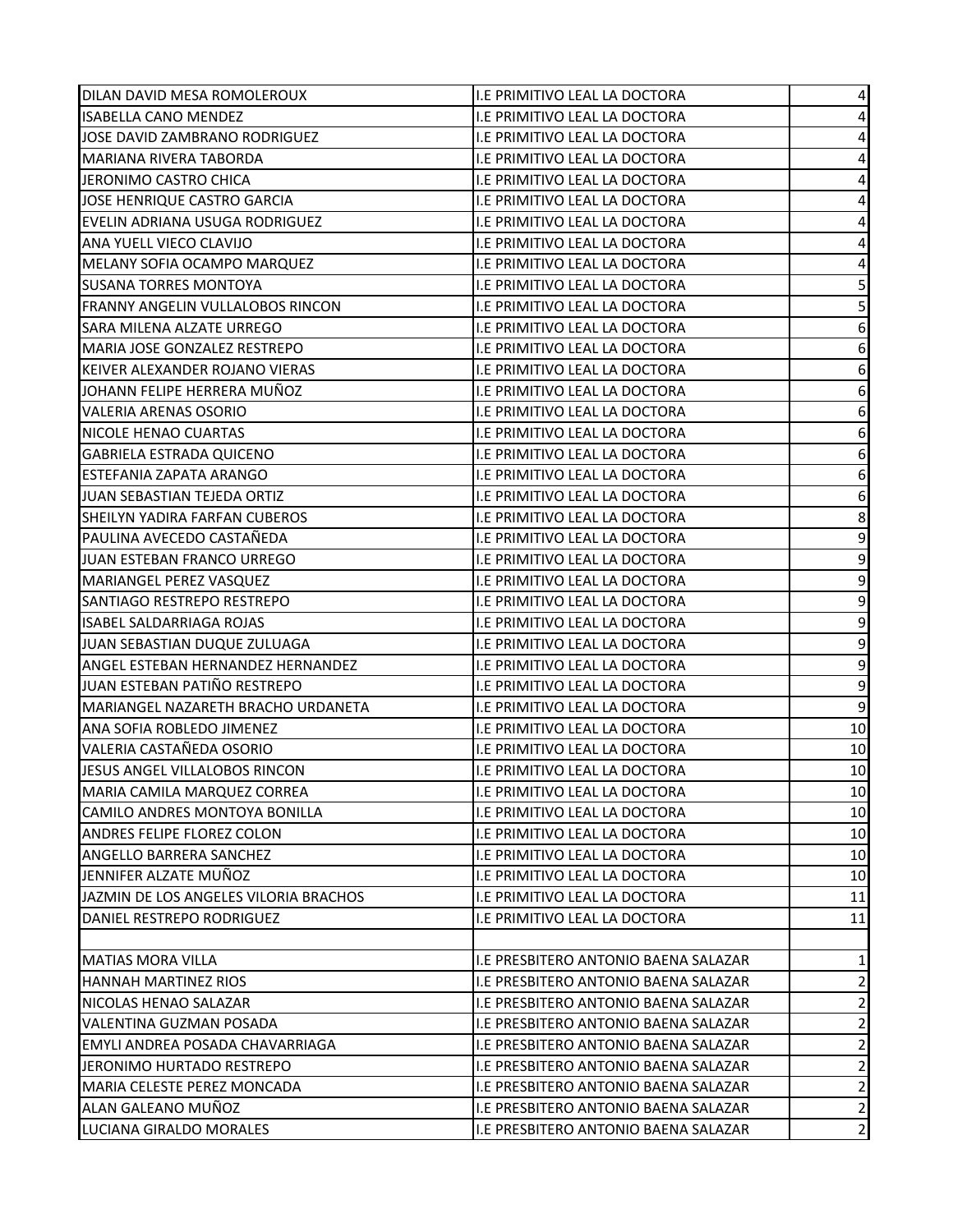| | | |
|---|---|---|
| DILAN DAVID MESA ROMOLEROUX | I.E PRIMITIVO LEAL LA DOCTORA | 4 |
| ISABELLA CANO MENDEZ | I.E PRIMITIVO LEAL LA DOCTORA | 4 |
| JOSE DAVID ZAMBRANO RODRIGUEZ | I.E PRIMITIVO LEAL LA DOCTORA | 4 |
| MARIANA RIVERA TABORDA | I.E PRIMITIVO LEAL LA DOCTORA | 4 |
| JERONIMO CASTRO CHICA | I.E PRIMITIVO LEAL LA DOCTORA | 4 |
| JOSE HENRIQUE CASTRO GARCIA | I.E PRIMITIVO LEAL LA DOCTORA | 4 |
| EVELIN ADRIANA USUGA RODRIGUEZ | I.E PRIMITIVO LEAL LA DOCTORA | 4 |
| ANA YUELL VIECO CLAVIJO | I.E PRIMITIVO LEAL LA DOCTORA | 4 |
| MELANY SOFIA OCAMPO MARQUEZ | I.E PRIMITIVO LEAL LA DOCTORA | 4 |
| SUSANA TORRES MONTOYA | I.E PRIMITIVO LEAL LA DOCTORA | 5 |
| FRANNY ANGELIN VULLALOBOS RINCON | I.E PRIMITIVO LEAL LA DOCTORA | 5 |
| SARA MILENA ALZATE URREGO | I.E PRIMITIVO LEAL LA DOCTORA | 6 |
| MARIA JOSE GONZALEZ RESTREPO | I.E PRIMITIVO LEAL LA DOCTORA | 6 |
| KEIVER ALEXANDER ROJANO VIERAS | I.E PRIMITIVO LEAL LA DOCTORA | 6 |
| JOHANN FELIPE HERRERA MUÑOZ | I.E PRIMITIVO LEAL LA DOCTORA | 6 |
| VALERIA ARENAS OSORIO | I.E PRIMITIVO LEAL LA DOCTORA | 6 |
| NICOLE HENAO CUARTAS | I.E PRIMITIVO LEAL LA DOCTORA | 6 |
| GABRIELA ESTRADA QUICENO | I.E PRIMITIVO LEAL LA DOCTORA | 6 |
| ESTEFANIA ZAPATA ARANGO | I.E PRIMITIVO LEAL LA DOCTORA | 6 |
| JUAN SEBASTIAN TEJEDA ORTIZ | I.E PRIMITIVO LEAL LA DOCTORA | 6 |
| SHEILYN YADIRA FARFAN CUBEROS | I.E PRIMITIVO LEAL LA DOCTORA | 8 |
| PAULINA AVECEDO CASTAÑEDA | I.E PRIMITIVO LEAL LA DOCTORA | 9 |
| JUAN ESTEBAN FRANCO URREGO | I.E PRIMITIVO LEAL LA DOCTORA | 9 |
| MARIANGEL PEREZ VASQUEZ | I.E PRIMITIVO LEAL LA DOCTORA | 9 |
| SANTIAGO RESTREPO RESTREPO | I.E PRIMITIVO LEAL LA DOCTORA | 9 |
| ISABEL SALDARRIAGA ROJAS | I.E PRIMITIVO LEAL LA DOCTORA | 9 |
| JUAN SEBASTIAN DUQUE ZULUAGA | I.E PRIMITIVO LEAL LA DOCTORA | 9 |
| ANGEL ESTEBAN HERNANDEZ HERNANDEZ | I.E PRIMITIVO LEAL LA DOCTORA | 9 |
| JUAN ESTEBAN PATIÑO RESTREPO | I.E PRIMITIVO LEAL LA DOCTORA | 9 |
| MARIANGEL NAZARETH BRACHO URDANETA | I.E PRIMITIVO LEAL LA DOCTORA | 9 |
| ANA SOFIA ROBLEDO JIMENEZ | I.E PRIMITIVO LEAL LA DOCTORA | 10 |
| VALERIA CASTAÑEDA OSORIO | I.E PRIMITIVO LEAL LA DOCTORA | 10 |
| JESUS ANGEL VILLALOBOS RINCON | I.E PRIMITIVO LEAL LA DOCTORA | 10 |
| MARIA CAMILA MARQUEZ CORREA | I.E PRIMITIVO LEAL LA DOCTORA | 10 |
| CAMILO ANDRES MONTOYA BONILLA | I.E PRIMITIVO LEAL LA DOCTORA | 10 |
| ANDRES FELIPE FLOREZ COLON | I.E PRIMITIVO LEAL LA DOCTORA | 10 |
| ANGELLO BARRERA SANCHEZ | I.E PRIMITIVO LEAL LA DOCTORA | 10 |
| JENNIFER ALZATE MUÑOZ | I.E PRIMITIVO LEAL LA DOCTORA | 10 |
| JAZMIN DE LOS ANGELES VILORIA BRACHOS | I.E PRIMITIVO LEAL LA DOCTORA | 11 |
| DANIEL RESTREPO RODRIGUEZ | I.E PRIMITIVO LEAL LA DOCTORA | 11 |
| | | |
| MATIAS MORA VILLA | I.E PRESBITERO ANTONIO BAENA SALAZAR | 1 |
| HANNAH MARTINEZ RIOS | I.E PRESBITERO ANTONIO BAENA SALAZAR | 2 |
| NICOLAS HENAO SALAZAR | I.E PRESBITERO ANTONIO BAENA SALAZAR | 2 |
| VALENTINA GUZMAN POSADA | I.E PRESBITERO ANTONIO BAENA SALAZAR | 2 |
| EMYLI ANDREA POSADA CHAVARRIAGA | I.E PRESBITERO ANTONIO BAENA SALAZAR | 2 |
| JERONIMO HURTADO RESTREPO | I.E PRESBITERO ANTONIO BAENA SALAZAR | 2 |
| MARIA CELESTE PEREZ MONCADA | I.E PRESBITERO ANTONIO BAENA SALAZAR | 2 |
| ALAN GALEANO MUÑOZ | I.E PRESBITERO ANTONIO BAENA SALAZAR | 2 |
| LUCIANA GIRALDO MORALES | I.E PRESBITERO ANTONIO BAENA SALAZAR | 2 |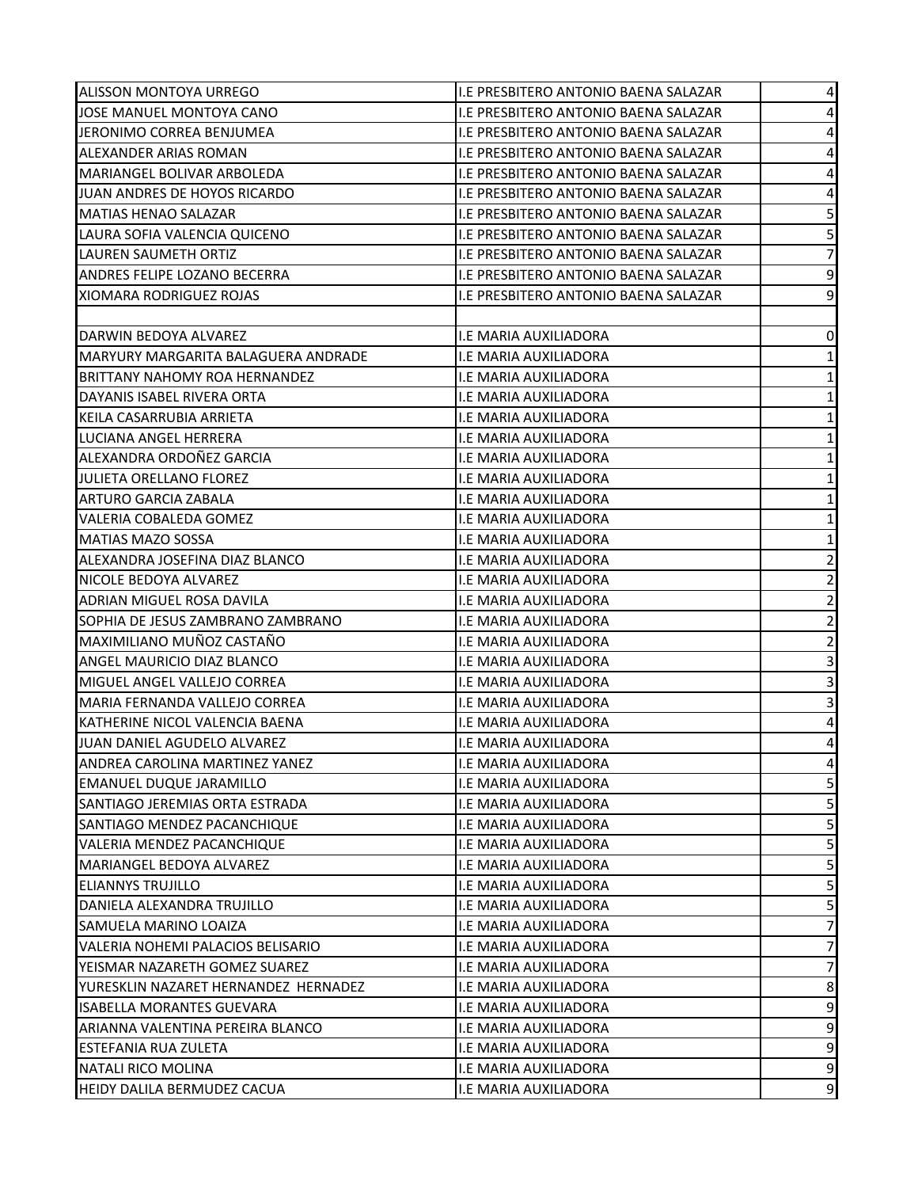| | | |
|---|---|---|
| ALISSON MONTOYA URREGO | I.E PRESBITERO ANTONIO BAENA SALAZAR | 4 |
| JOSE MANUEL MONTOYA CANO | I.E PRESBITERO ANTONIO BAENA SALAZAR | 4 |
| JERONIMO CORREA BENJUMEA | I.E PRESBITERO ANTONIO BAENA SALAZAR | 4 |
| ALEXANDER ARIAS ROMAN | I.E PRESBITERO ANTONIO BAENA SALAZAR | 4 |
| MARIANGEL BOLIVAR ARBOLEDA | I.E PRESBITERO ANTONIO BAENA SALAZAR | 4 |
| JUAN ANDRES DE HOYOS RICARDO | I.E PRESBITERO ANTONIO BAENA SALAZAR | 4 |
| MATIAS HENAO SALAZAR | I.E PRESBITERO ANTONIO BAENA SALAZAR | 5 |
| LAURA SOFIA VALENCIA QUICENO | I.E PRESBITERO ANTONIO BAENA SALAZAR | 5 |
| LAUREN SAUMETH ORTIZ | I.E PRESBITERO ANTONIO BAENA SALAZAR | 7 |
| ANDRES FELIPE LOZANO BECERRA | I.E PRESBITERO ANTONIO BAENA SALAZAR | 9 |
| XIOMARA RODRIGUEZ ROJAS | I.E PRESBITERO ANTONIO BAENA SALAZAR | 9 |
| | | |
| DARWIN BEDOYA ALVAREZ | I.E MARIA AUXILIADORA | 0 |
| MARYURY MARGARITA BALAGUERA ANDRADE | I.E MARIA AUXILIADORA | 1 |
| BRITTANY NAHOMY ROA HERNANDEZ | I.E MARIA AUXILIADORA | 1 |
| DAYANIS ISABEL RIVERA ORTA | I.E MARIA AUXILIADORA | 1 |
| KEILA CASARRUBIA ARRIETA | I.E MARIA AUXILIADORA | 1 |
| LUCIANA ANGEL HERRERA | I.E MARIA AUXILIADORA | 1 |
| ALEXANDRA ORDOÑEZ GARCIA | I.E MARIA AUXILIADORA | 1 |
| JULIETA ORELLANO FLOREZ | I.E MARIA AUXILIADORA | 1 |
| ARTURO GARCIA ZABALA | I.E MARIA AUXILIADORA | 1 |
| VALERIA COBALEDA GOMEZ | I.E MARIA AUXILIADORA | 1 |
| MATIAS MAZO SOSSA | I.E MARIA AUXILIADORA | 1 |
| ALEXANDRA JOSEFINA DIAZ BLANCO | I.E MARIA AUXILIADORA | 2 |
| NICOLE BEDOYA ALVAREZ | I.E MARIA AUXILIADORA | 2 |
| ADRIAN MIGUEL ROSA DAVILA | I.E MARIA AUXILIADORA | 2 |
| SOPHIA DE JESUS ZAMBRANO ZAMBRANO | I.E MARIA AUXILIADORA | 2 |
| MAXIMILIANO MUÑOZ CASTAÑO | I.E MARIA AUXILIADORA | 2 |
| ANGEL MAURICIO DIAZ BLANCO | I.E MARIA AUXILIADORA | 3 |
| MIGUEL ANGEL VALLEJO CORREA | I.E MARIA AUXILIADORA | 3 |
| MARIA FERNANDA VALLEJO CORREA | I.E MARIA AUXILIADORA | 3 |
| KATHERINE NICOL VALENCIA BAENA | I.E MARIA AUXILIADORA | 4 |
| JUAN DANIEL AGUDELO ALVAREZ | I.E MARIA AUXILIADORA | 4 |
| ANDREA CAROLINA MARTINEZ YANEZ | I.E MARIA AUXILIADORA | 4 |
| EMANUEL DUQUE JARAMILLO | I.E MARIA AUXILIADORA | 5 |
| SANTIAGO JEREMIAS ORTA ESTRADA | I.E MARIA AUXILIADORA | 5 |
| SANTIAGO MENDEZ PACANCHIQUE | I.E MARIA AUXILIADORA | 5 |
| VALERIA MENDEZ PACANCHIQUE | I.E MARIA AUXILIADORA | 5 |
| MARIANGEL BEDOYA ALVAREZ | I.E MARIA AUXILIADORA | 5 |
| ELIANNYS TRUJILLO | I.E MARIA AUXILIADORA | 5 |
| DANIELA ALEXANDRA TRUJILLO | I.E MARIA AUXILIADORA | 5 |
| SAMUELA MARINO LOAIZA | I.E MARIA AUXILIADORA | 7 |
| VALERIA NOHEMI PALACIOS BELISARIO | I.E MARIA AUXILIADORA | 7 |
| YEISMAR NAZARETH GOMEZ SUAREZ | I.E MARIA AUXILIADORA | 7 |
| YURESKLIN NAZARET HERNANDEZ HERNADEZ | I.E MARIA AUXILIADORA | 8 |
| ISABELLA MORANTES GUEVARA | I.E MARIA AUXILIADORA | 9 |
| ARIANNA VALENTINA PEREIRA BLANCO | I.E MARIA AUXILIADORA | 9 |
| ESTEFANIA RUA ZULETA | I.E MARIA AUXILIADORA | 9 |
| NATALI RICO MOLINA | I.E MARIA AUXILIADORA | 9 |
| HEIDY DALILA BERMUDEZ CACUA | I.E MARIA AUXILIADORA | 9 |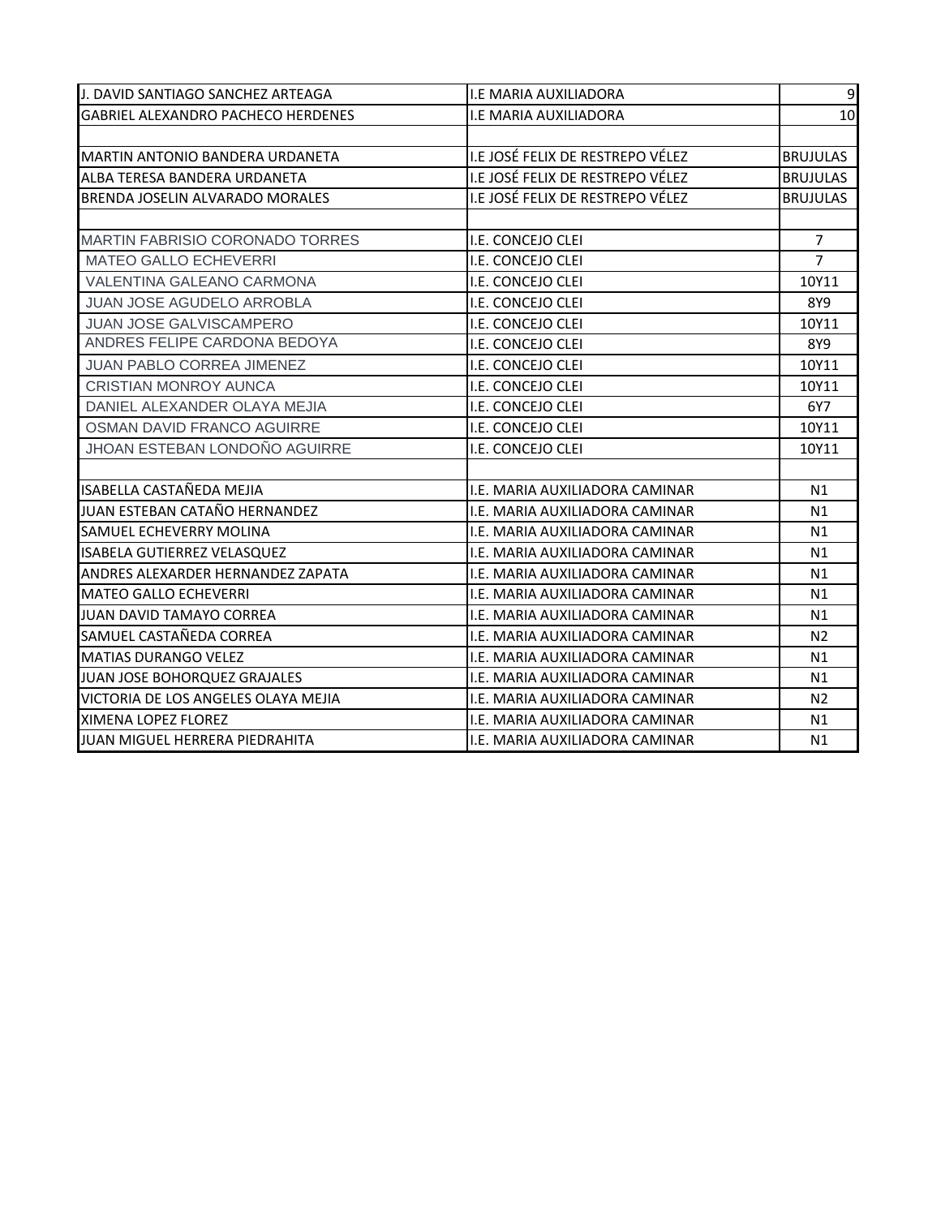| | | |
|---|---|---|
| J. DAVID SANTIAGO SANCHEZ ARTEAGA | I.E MARIA AUXILIADORA | 9 |
| GABRIEL ALEXANDRO PACHECO HERDENES | I.E MARIA AUXILIADORA | 10 |
| | | |
| MARTIN ANTONIO BANDERA URDANETA | I.E JOSÉ FELIX DE RESTREPO VÉLEZ | BRUJULAS |
| ALBA TERESA BANDERA URDANETA | I.E JOSÉ FELIX DE RESTREPO VÉLEZ | BRUJULAS |
| BRENDA JOSELIN ALVARADO MORALES | I.E JOSÉ FELIX DE RESTREPO VÉLEZ | BRUJULAS |
| | | |
| MARTIN FABRISIO CORONADO TORRES | I.E. CONCEJO CLEI | 7 |
| MATEO GALLO ECHEVERRI | I.E. CONCEJO CLEI | 7 |
| VALENTINA GALEANO CARMONA | I.E. CONCEJO CLEI | 10Y11 |
| JUAN JOSE AGUDELO ARROBLA | I.E. CONCEJO CLEI | 8Y9 |
| JUAN JOSE GALVISCAMPERO | I.E. CONCEJO CLEI | 10Y11 |
| ANDRES FELIPE CARDONA BEDOYA | I.E. CONCEJO CLEI | 8Y9 |
| JUAN PABLO CORREA JIMENEZ | I.E. CONCEJO CLEI | 10Y11 |
| CRISTIAN MONROY AUNCA | I.E. CONCEJO CLEI | 10Y11 |
| DANIEL ALEXANDER OLAYA MEJIA | I.E. CONCEJO CLEI | 6Y7 |
| OSMAN DAVID FRANCO AGUIRRE | I.E. CONCEJO CLEI | 10Y11 |
| JHOAN ESTEBAN LONDOÑO AGUIRRE | I.E. CONCEJO CLEI | 10Y11 |
| | | |
| ISABELLA CASTAÑEDA MEJIA | I.E. MARIA AUXILIADORA CAMINAR | N1 |
| JUAN ESTEBAN CATAÑO HERNANDEZ | I.E. MARIA AUXILIADORA CAMINAR | N1 |
| SAMUEL ECHEVERRY MOLINA | I.E. MARIA AUXILIADORA CAMINAR | N1 |
| ISABELA GUTIERREZ VELASQUEZ | I.E. MARIA AUXILIADORA CAMINAR | N1 |
| ANDRES ALEXARDER HERNANDEZ ZAPATA | I.E. MARIA AUXILIADORA CAMINAR | N1 |
| MATEO GALLO ECHEVERRI | I.E. MARIA AUXILIADORA CAMINAR | N1 |
| JUAN DAVID TAMAYO CORREA | I.E. MARIA AUXILIADORA CAMINAR | N1 |
| SAMUEL CASTAÑEDA CORREA | I.E. MARIA AUXILIADORA CAMINAR | N2 |
| MATIAS DURANGO VELEZ | I.E. MARIA AUXILIADORA CAMINAR | N1 |
| JUAN JOSE BOHORQUEZ GRAJALES | I.E. MARIA AUXILIADORA CAMINAR | N1 |
| VICTORIA DE LOS ANGELES OLAYA MEJIA | I.E. MARIA AUXILIADORA CAMINAR | N2 |
| XIMENA LOPEZ FLOREZ | I.E. MARIA AUXILIADORA CAMINAR | N1 |
| JUAN MIGUEL HERRERA PIEDRAHITA | I.E. MARIA AUXILIADORA CAMINAR | N1 |